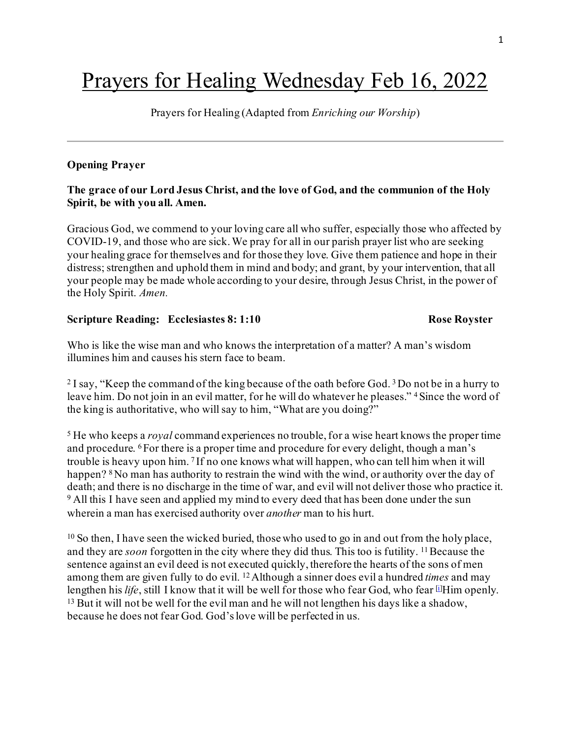# Prayers for Healing Wednesday Feb 16, 2022

Prayers for Healing (Adapted from *Enriching our Worship*)

---

**Opening Prayer**

**The grace of our Lord Jesus Christ, and the love of God, and the communion of the Holy Spirit, be with you all. Amen.**

Gracious God, we commend to your loving care all who suffer, especially those who affected by COVID-19, and those who are sick. We pray for all in our parish prayer list who are seeking your healing grace for themselves and for those they love. Give them patience and hope in their distress; strengthen and uphold them in mind and body; and grant, by your intervention, that all your people may be made whole according to your desire, through Jesus Christ, in the power of the Holy Spirit. *Amen.*

**Scripture Reading: Ecclesiastes 8: 1:10** **Rose Royster**

Who is like the wise man and who knows the interpretation of a matter? A man's wisdom illumines him and causes his stern face to beam.

2 I say, "Keep the command of the king because of the oath before God. 3 Do not be in a hurry to leave him. Do not join in an evil matter, for he will do whatever he pleases." 4 Since the word of the king is authoritative, who will say to him, "What are you doing?"

5 He who keeps a *royal* command experiences no trouble, for a wise heart knows the proper time and procedure. 6 For there is a proper time and procedure for every delight, though a man's trouble is heavy upon him. 7 If no one knows what will happen, who can tell him when it will happen? 8 No man has authority to restrain the wind with the wind, or authority over the day of death; and there is no discharge in the time of war, and evil will not deliver those who practice it. 9 All this I have seen and applied my mind to every deed that has been done under the sun wherein a man has exercised authority over *another* man to his hurt.

10 So then, I have seen the wicked buried, those who used to go in and out from the holy place, and they are *soon* forgotten in the city where they did thus. This too is futility. 11 Because the sentence against an evil deed is not executed quickly, therefore the hearts of the sons of men among them are given fully to do evil. 12 Although a sinner does evil a hundred *times* and may lengthen his *life*, still I know that it will be well for those who fear God, who fear [1]Him openly. 13 But it will not be well for the evil man and he will not lengthen his days like a shadow, because he does not fear God. God's love will be perfected in us.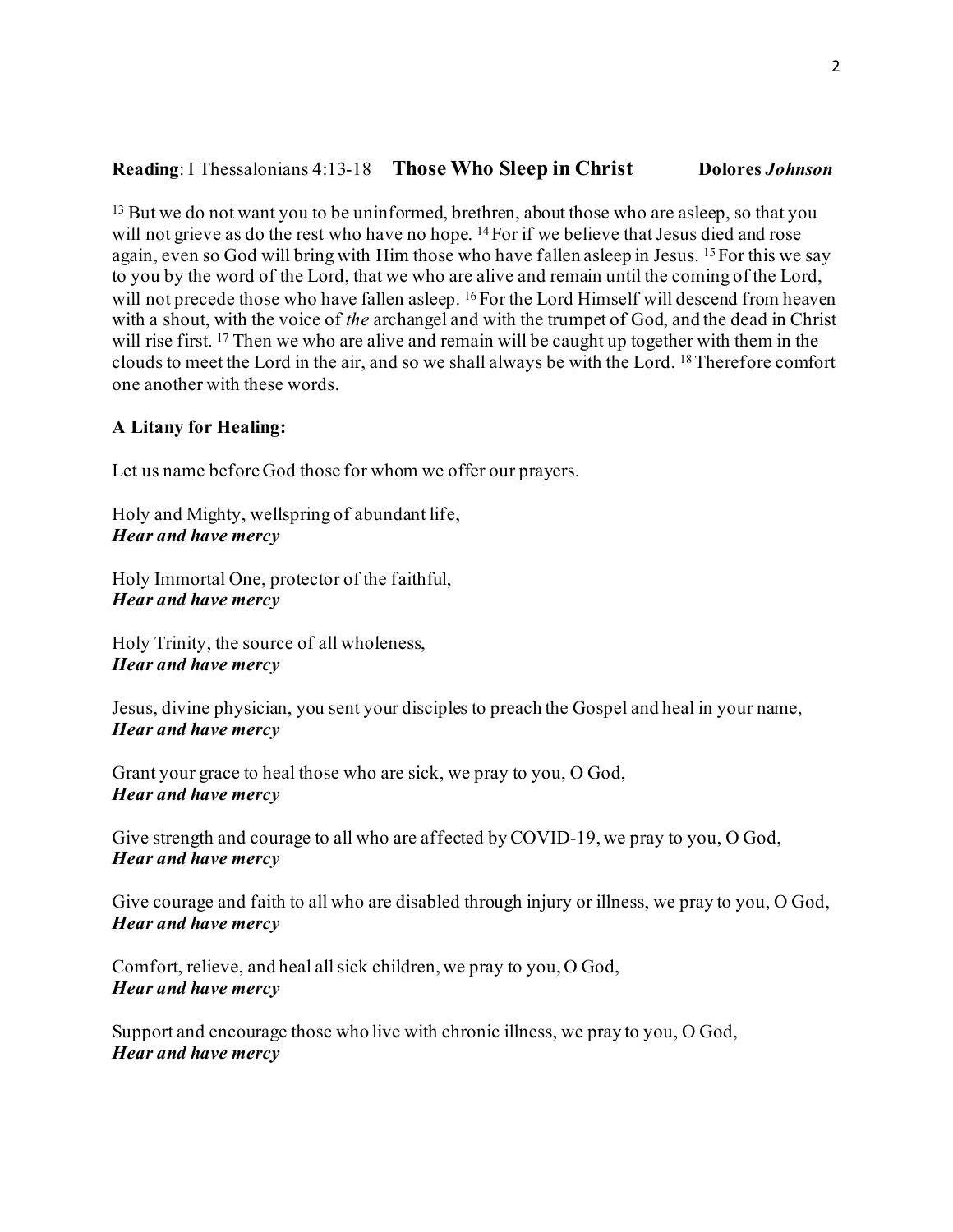**Reading**: I Thessalonians 4:13-18 **Those Who Sleep in Christ** **Dolores *Johnson***

13 But we do not want you to be uninformed, brethren, about those who are asleep, so that you will not grieve as do the rest who have no hope. 14 For if we believe that Jesus died and rose again, even so God will bring with Him those who have fallen asleep in Jesus. 15 For this we say to you by the word of the Lord, that we who are alive and remain until the coming of the Lord, will not precede those who have fallen asleep. 16 For the Lord Himself will descend from heaven with a shout, with the voice of *the* archangel and with the trumpet of God, and the dead in Christ will rise first. 17 Then we who are alive and remain will be caught up together with them in the clouds to meet the Lord in the air, and so we shall always be with the Lord. 18 Therefore comfort one another with these words.

**A Litany for Healing:**

Let us name before God those for whom we offer our prayers.

Holy and Mighty, wellspring of abundant life,
***Hear and have mercy***

Holy Immortal One, protector of the faithful,
***Hear and have mercy***

Holy Trinity, the source of all wholeness,
***Hear and have mercy***

Jesus, divine physician, you sent your disciples to preach the Gospel and heal in your name,
***Hear and have mercy***

Grant your grace to heal those who are sick, we pray to you, O God,
***Hear and have mercy***

Give strength and courage to all who are affected by COVID-19, we pray to you, O God,
***Hear and have mercy***

Give courage and faith to all who are disabled through injury or illness, we pray to you, O God,
***Hear and have mercy***

Comfort, relieve, and heal all sick children, we pray to you, O God,
***Hear and have mercy***

Support and encourage those who live with chronic illness, we pray to you, O God,
***Hear and have mercy***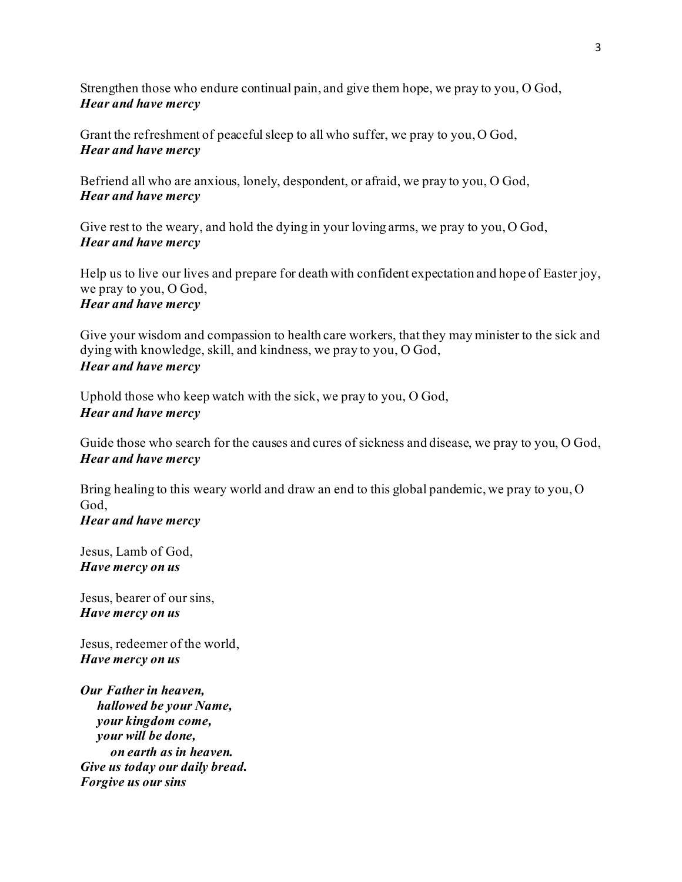Strengthen those who endure continual pain, and give them hope, we pray to you, O God,
***Hear and have mercy***

Grant the refreshment of peaceful sleep to all who suffer, we pray to you, O God,
***Hear and have mercy***

Befriend all who are anxious, lonely, despondent, or afraid, we pray to you, O God,
***Hear and have mercy***

Give rest to the weary, and hold the dying in your loving arms, we pray to you, O God,
***Hear and have mercy***

Help us to live our lives and prepare for death with confident expectation and hope of Easter joy, we pray to you, O God,
***Hear and have mercy***

Give your wisdom and compassion to health care workers, that they may minister to the sick and dying with knowledge, skill, and kindness, we pray to you, O God,
***Hear and have mercy***

Uphold those who keep watch with the sick, we pray to you, O God,
***Hear and have mercy***

Guide those who search for the causes and cures of sickness and disease, we pray to you, O God,
***Hear and have mercy***

Bring healing to this weary world and draw an end to this global pandemic, we pray to you, O God,
***Hear and have mercy***

Jesus, Lamb of God,
***Have mercy on us***

Jesus, bearer of our sins,
***Have mercy on us***

Jesus, redeemer of the world,
***Have mercy on us***

***Our Father in heaven,***
&nbsp;&nbsp;&nbsp;&nbsp;***hallowed be your Name,***
&nbsp;&nbsp;&nbsp;&nbsp;***your kingdom come,***
&nbsp;&nbsp;&nbsp;&nbsp;***your will be done,***
&nbsp;&nbsp;&nbsp;&nbsp;&nbsp;&nbsp;&nbsp;&nbsp;***on earth as in heaven.***
***Give us today our daily bread.***
***Forgive us our sins***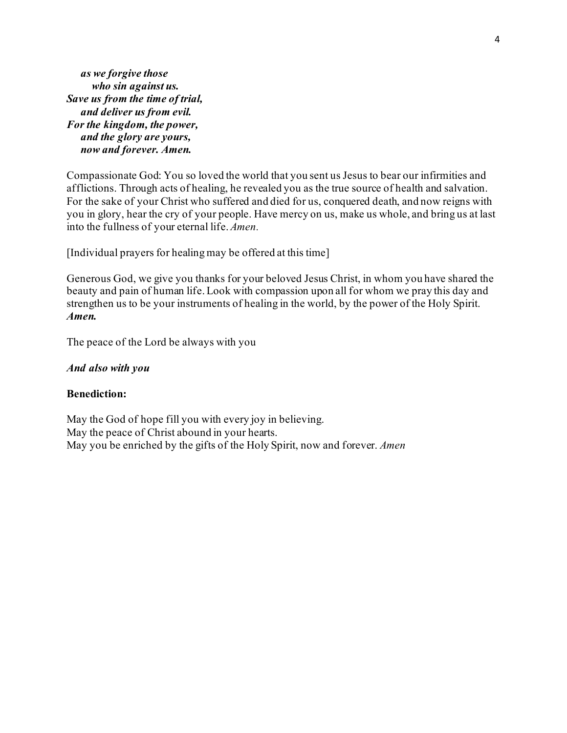***as we forgive those***
***who sin against us.***
***Save us from the time of trial,***
***and deliver us from evil.***
***For the kingdom, the power,***
***and the glory are yours,***
***now and forever. Amen.***

Compassionate God: You so loved the world that you sent us Jesus to bear our infirmities and afflictions. Through acts of healing, he revealed you as the true source of health and salvation. For the sake of your Christ who suffered and died for us, conquered death, and now reigns with you in glory, hear the cry of your people. Have mercy on us, make us whole, and bring us at last into the fullness of your eternal life. *Amen.*

[Individual prayers for healing may be offered at this time]

Generous God, we give you thanks for your beloved Jesus Christ, in whom you have shared the beauty and pain of human life. Look with compassion upon all for whom we pray this day and strengthen us to be your instruments of healing in the world, by the power of the Holy Spirit. ***Amen.***

The peace of the Lord be always with you

***And also with you***

**Benediction:**

May the God of hope fill you with every joy in believing.
May the peace of Christ abound in your hearts.
May you be enriched by the gifts of the Holy Spirit, now and forever. *Amen*